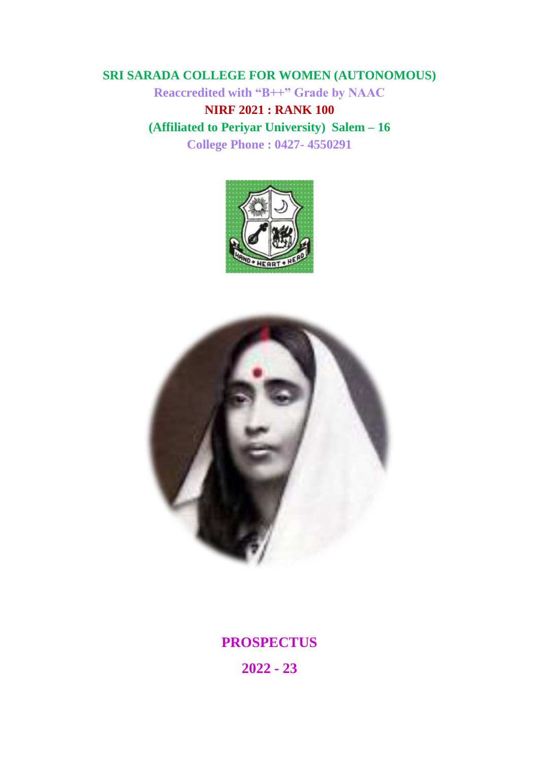# SRI SARADA COLLEGE FOR WOMEN (AUTONOMOUS)

**Reaccredited with “B++” Grade by NAAC**

**NIRF 2021 : RANK 100**

**(Affiliated to Periyar University) Salem – 16**

**College Phone : 0427- 4550291**

# PROSPECTUS

## 2022 - 23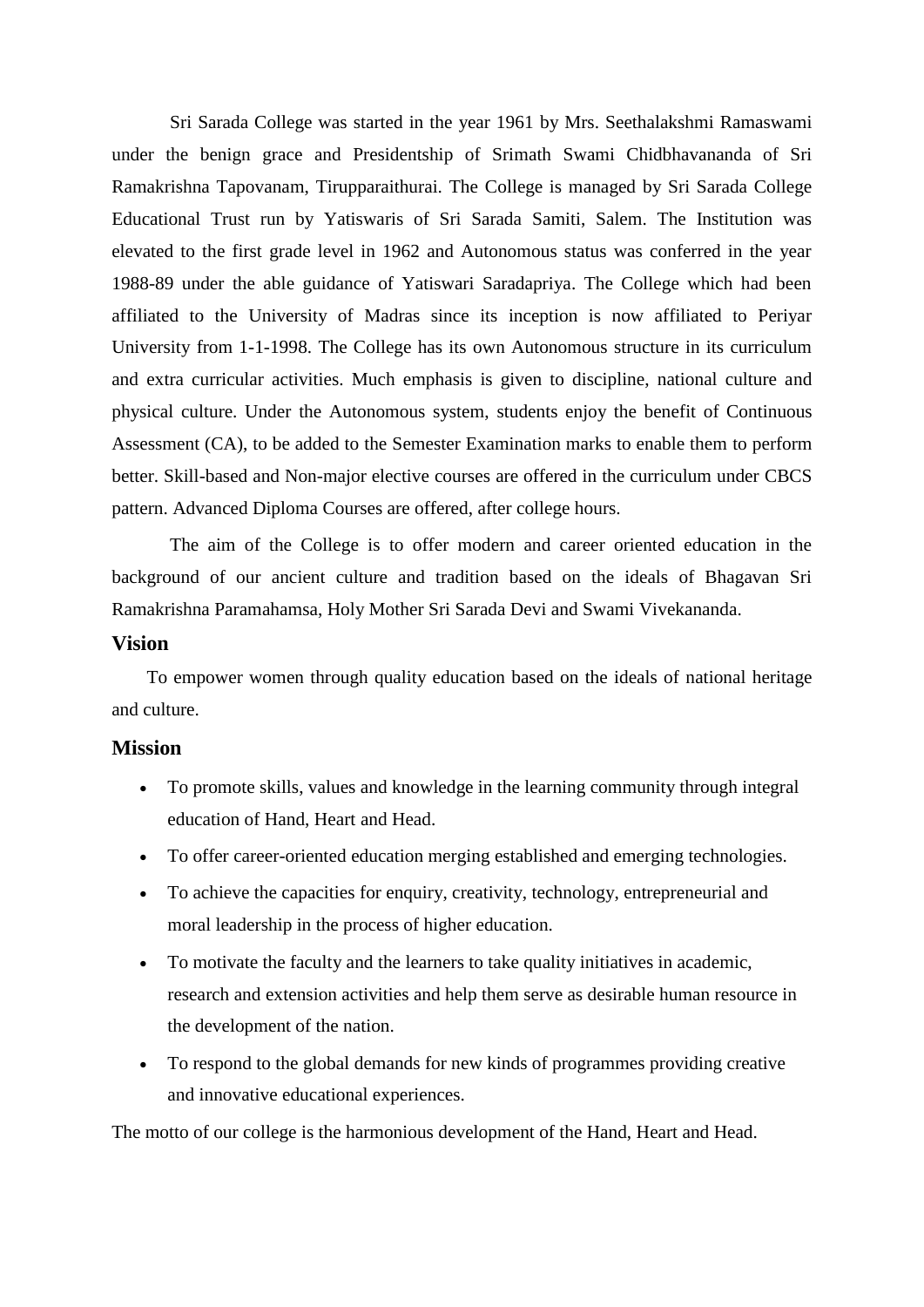Sri Sarada College was started in the year 1961 by Mrs. Seethalakshmi Ramaswami under the benign grace and Presidentship of Srimath Swami Chidbhavananda of Sri Ramakrishna Tapovanam, Tirupparaithurai. The College is managed by Sri Sarada College Educational Trust run by Yatiswaris of Sri Sarada Samiti, Salem. The Institution was elevated to the first grade level in 1962 and Autonomous status was conferred in the year 1988-89 under the able guidance of Yatiswari Saradapriya. The College which had been affiliated to the University of Madras since its inception is now affiliated to Periyar University from 1-1-1998. The College has its own Autonomous structure in its curriculum and extra curricular activities. Much emphasis is given to discipline, national culture and physical culture. Under the Autonomous system, students enjoy the benefit of Continuous Assessment (CA), to be added to the Semester Examination marks to enable them to perform better. Skill-based and Non-major elective courses are offered in the curriculum under CBCS pattern. Advanced Diploma Courses are offered, after college hours.

The aim of the College is to offer modern and career oriented education in the background of our ancient culture and tradition based on the ideals of Bhagavan Sri Ramakrishna Paramahamsa, Holy Mother Sri Sarada Devi and Swami Vivekananda.

## Vision

To empower women through quality education based on the ideals of national heritage and culture.

## Mission

- To promote skills, values and knowledge in the learning community through integral education of Hand, Heart and Head.
- To offer career-oriented education merging established and emerging technologies.
- To achieve the capacities for enquiry, creativity, technology, entrepreneurial and moral leadership in the process of higher education.
- To motivate the faculty and the learners to take quality initiatives in academic, research and extension activities and help them serve as desirable human resource in the development of the nation.
- To respond to the global demands for new kinds of programmes providing creative and innovative educational experiences.

The motto of our college is the harmonious development of the Hand, Heart and Head.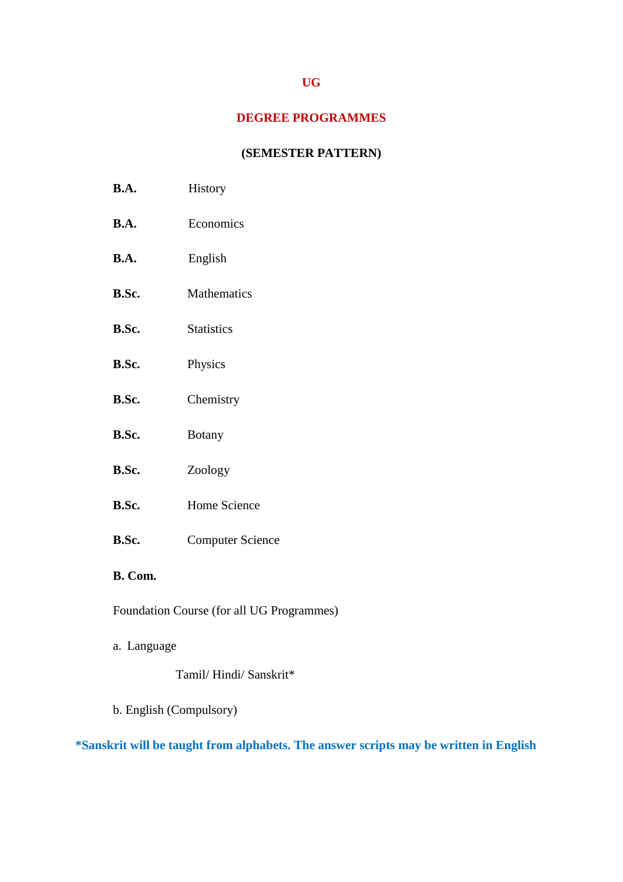# UG

## DEGREE PROGRAMMES

### (SEMESTER PATTERN)

**B.A.** History

**B.A.** Economics

**B.A.** English

**B.Sc.** Mathematics

**B.Sc.** Statistics

**B.Sc.** Physics

**B.Sc.** Chemistry

**B.Sc.** Botany

**B.Sc.** Zoology

**B.Sc.** Home Science

**B.Sc.** Computer Science

**B. Com.**

Foundation Course (for all UG Programmes)

a. Language

Tamil/ Hindi/ Sanskrit*

b. English (Compulsory)

**\*Sanskrit will be taught from alphabets. The answer scripts may be written in English**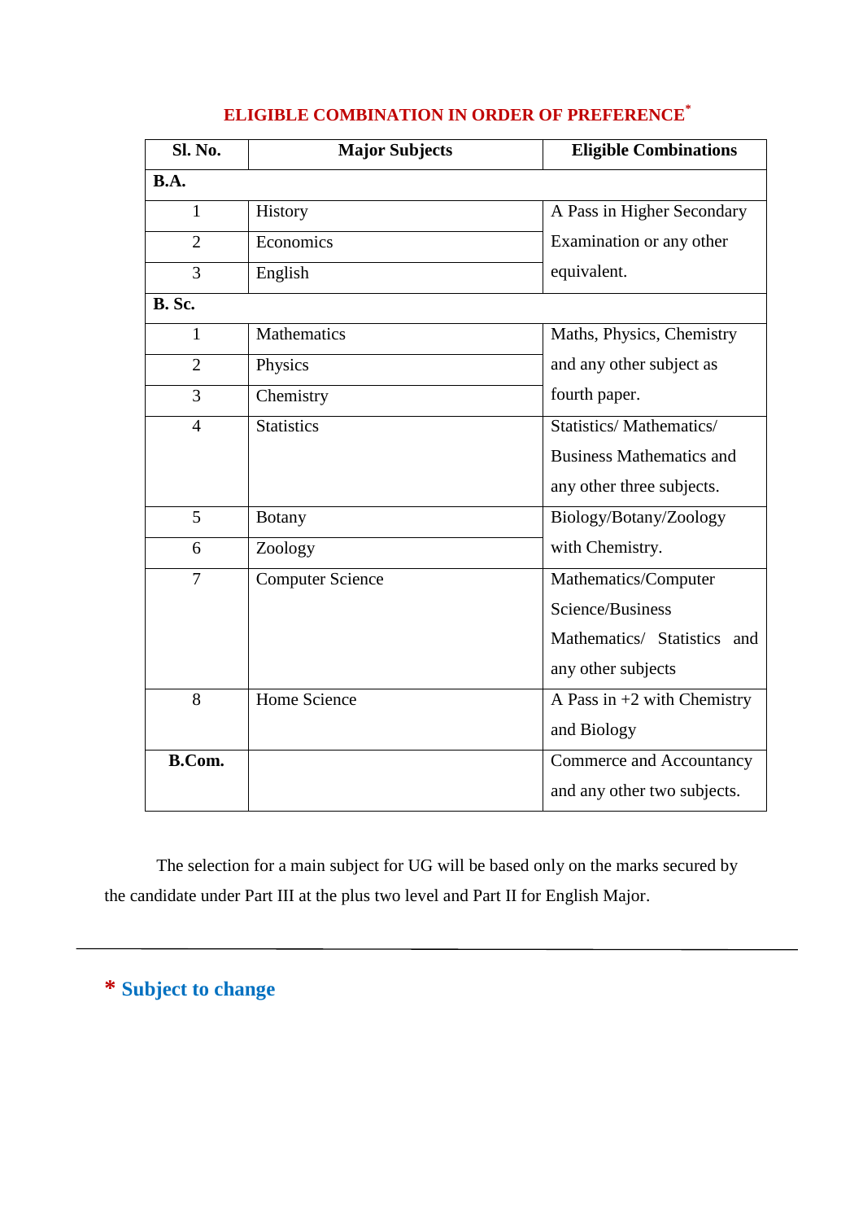## ELIGIBLE COMBINATION IN ORDER OF PREFERENCE*

| Sl. No. | Major Subjects | Eligible Combinations |
|---|---|---|
| **B.A.** | | |
| 1 | History | A Pass in Higher Secondary Examination or any other equivalent. |
| 2 | Economics | |
| 3 | English | |
| **B. Sc.** | | |
| 1 | Mathematics | Maths, Physics, Chemistry and any other subject as fourth paper. |
| 2 | Physics | |
| 3 | Chemistry | |
| 4 | Statistics | Statistics/ Mathematics/ Business Mathematics and any other three subjects. |
| 5 | Botany | Biology/Botany/Zoology with Chemistry. |
| 6 | Zoology | |
| 7 | Computer Science | Mathematics/Computer Science/Business Mathematics/ Statistics and any other subjects |
| 8 | Home Science | A Pass in +2 with Chemistry and Biology |
| **B.Com.** | | Commerce and Accountancy and any other two subjects. |

The selection for a main subject for UG will be based only on the marks secured by the candidate under Part III at the plus two level and Part II for English Major.

---

**\* Subject to change**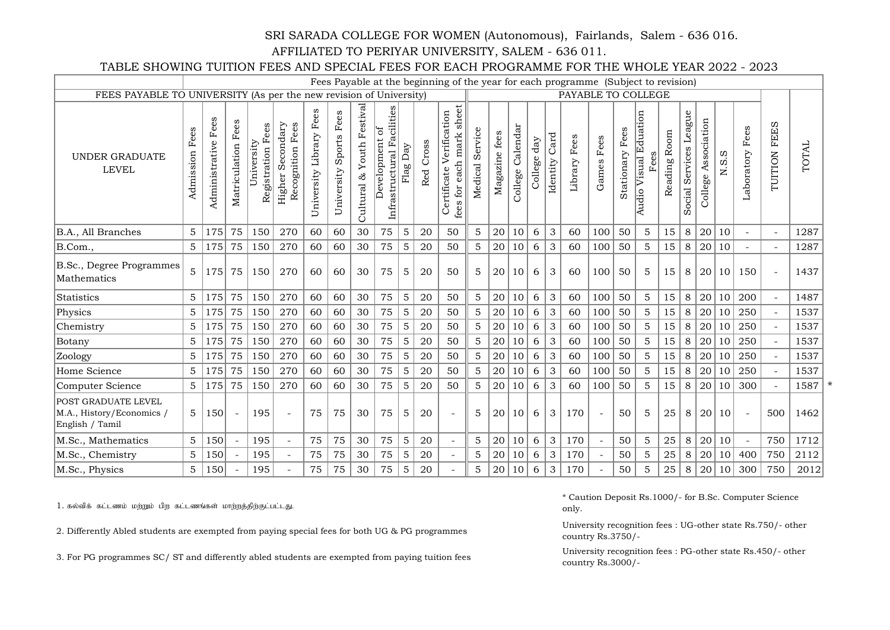SRI SARADA COLLEGE FOR WOMEN (Autonomous), Fairlands, Salem - 636 016.

AFFILIATED TO PERIYAR UNIVERSITY, SALEM - 636 011.

TABLE SHOWING TUITION FEES AND SPECIAL FEES FOR EACH PROGRAMME FOR THE WHOLE YEAR 2022 - 2023

| | Fees Payable at the beginning of the year for each programme (Subject to revision) | | | | | | | | | | | | | | | | | | | | | | | | | | | | | | |
|---|---|---|---|---|---|---|---|---|---|---|---|---|---|---|---|---|---|---|---|---|---|---|---|---|---|---|---|---|---|---|---|
| FEES PAYABLE TO UNIVERSITY (As per the new revision of University) | | | | | | | | | | | | | PAYABLE TO COLLEGE | | | | | | | | | | | | | | | | | | |
| UNDER GRADUATE LEVEL | Admission Fees | Administrative Fees | Matriculation Fees | University Registration Fees | Higher Secondary Recognition Fees | University Library Fees | University Sports Fees | Cultural & Youth Festival | Development of Infrastructural Facilities | Flag Day | Red Cross | Certificate Verification fees for each mark sheet | Medical Service | Magazine fees | College Calendar | College day | Identity Card | Library Fees | Games Fees | Stationary Fees | Audio Visual Eduation Fees | Reading Room | Social Services League | College Association | N.S.S | Laboratory Fees | TUITION FEES | TOTAL | |
| B.A., All Branches | 5 | 175 | 75 | 150 | 270 | 60 | 60 | 30 | 75 | 5 | 20 | 50 | 5 | 20 | 10 | 6 | 3 | 60 | 100 | 50 | 5 | 15 | 8 | 20 | 10 | - | - | 1287 | |
| B.Com., | 5 | 175 | 75 | 150 | 270 | 60 | 60 | 30 | 75 | 5 | 20 | 50 | 5 | 20 | 10 | 6 | 3 | 60 | 100 | 50 | 5 | 15 | 8 | 20 | 10 | - | - | 1287 | |
| B.Sc., Degree Programmes Mathematics | 5 | 175 | 75 | 150 | 270 | 60 | 60 | 30 | 75 | 5 | 20 | 50 | 5 | 20 | 10 | 6 | 3 | 60 | 100 | 50 | 5 | 15 | 8 | 20 | 10 | 150 | - | 1437 | |
| Statistics | 5 | 175 | 75 | 150 | 270 | 60 | 60 | 30 | 75 | 5 | 20 | 50 | 5 | 20 | 10 | 6 | 3 | 60 | 100 | 50 | 5 | 15 | 8 | 20 | 10 | 200 | - | 1487 | |
| Physics | 5 | 175 | 75 | 150 | 270 | 60 | 60 | 30 | 75 | 5 | 20 | 50 | 5 | 20 | 10 | 6 | 3 | 60 | 100 | 50 | 5 | 15 | 8 | 20 | 10 | 250 | - | 1537 | |
| Chemistry | 5 | 175 | 75 | 150 | 270 | 60 | 60 | 30 | 75 | 5 | 20 | 50 | 5 | 20 | 10 | 6 | 3 | 60 | 100 | 50 | 5 | 15 | 8 | 20 | 10 | 250 | - | 1537 | |
| Botany | 5 | 175 | 75 | 150 | 270 | 60 | 60 | 30 | 75 | 5 | 20 | 50 | 5 | 20 | 10 | 6 | 3 | 60 | 100 | 50 | 5 | 15 | 8 | 20 | 10 | 250 | - | 1537 | |
| Zoology | 5 | 175 | 75 | 150 | 270 | 60 | 60 | 30 | 75 | 5 | 20 | 50 | 5 | 20 | 10 | 6 | 3 | 60 | 100 | 50 | 5 | 15 | 8 | 20 | 10 | 250 | - | 1537 | |
| Home Science | 5 | 175 | 75 | 150 | 270 | 60 | 60 | 30 | 75 | 5 | 20 | 50 | 5 | 20 | 10 | 6 | 3 | 60 | 100 | 50 | 5 | 15 | 8 | 20 | 10 | 250 | - | 1537 | |
| Computer Science | 5 | 175 | 75 | 150 | 270 | 60 | 60 | 30 | 75 | 5 | 20 | 50 | 5 | 20 | 10 | 6 | 3 | 60 | 100 | 50 | 5 | 15 | 8 | 20 | 10 | 300 | - | 1587 | * |
| POST GRADUATE LEVEL M.A., History/Economics / English / Tamil | 5 | 150 | - | 195 | - | 75 | 75 | 30 | 75 | 5 | 20 | - | 5 | 20 | 10 | 6 | 3 | 170 | - | 50 | 5 | 25 | 8 | 20 | 10 | - | 500 | 1462 | |
| M.Sc., Mathematics | 5 | 150 | - | 195 | - | 75 | 75 | 30 | 75 | 5 | 20 | - | 5 | 20 | 10 | 6 | 3 | 170 | - | 50 | 5 | 25 | 8 | 20 | 10 | - | 750 | 1712 | |
| M.Sc., Chemistry | 5 | 150 | - | 195 | - | 75 | 75 | 30 | 75 | 5 | 20 | - | 5 | 20 | 10 | 6 | 3 | 170 | - | 50 | 5 | 25 | 8 | 20 | 10 | 400 | 750 | 2112 | |
| M.Sc., Physics | 5 | 150 | - | 195 | - | 75 | 75 | 30 | 75 | 5 | 20 | - | 5 | 20 | 10 | 6 | 3 | 170 | - | 50 | 5 | 25 | 8 | 20 | 10 | 300 | 750 | 2012 | |

1. கல்விக் கட்டணம் மற்றும் பிற கட்டணங்கள் மாற்றத்திற்குட்பட்டது.

2. Differently Abled students are exempted from paying special fees for both UG & PG programmes

3. For PG programmes SC/ ST and differently abled students are exempted from paying tuition fees

* Caution Deposit Rs.1000/- for B.Sc. Computer Science only.

University recognition fees : UG-other state Rs.750/- other country Rs.3750/-

University recognition fees : PG-other state Rs.450/- other country Rs.3000/-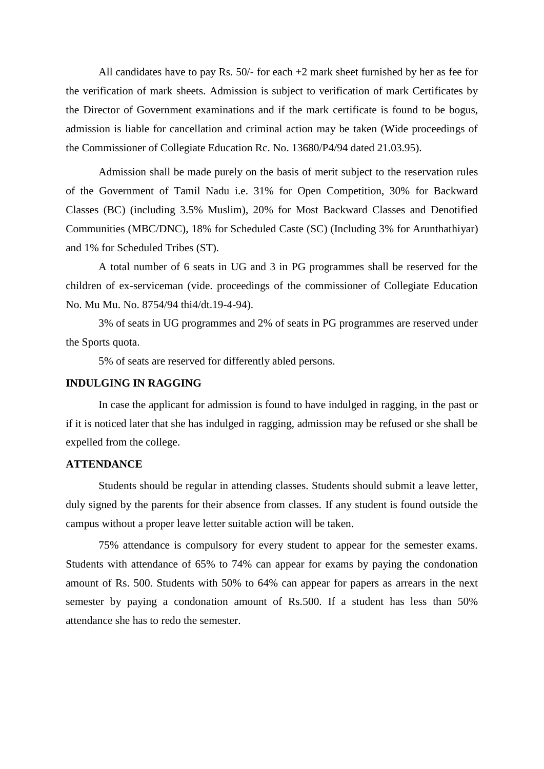All candidates have to pay Rs. 50/- for each +2 mark sheet furnished by her as fee for the verification of mark sheets. Admission is subject to verification of mark Certificates by the Director of Government examinations and if the mark certificate is found to be bogus, admission is liable for cancellation and criminal action may be taken (Wide proceedings of the Commissioner of Collegiate Education Rc. No. 13680/P4/94 dated 21.03.95).

Admission shall be made purely on the basis of merit subject to the reservation rules of the Government of Tamil Nadu i.e. 31% for Open Competition, 30% for Backward Classes (BC) (including 3.5% Muslim), 20% for Most Backward Classes and Denotified Communities (MBC/DNC), 18% for Scheduled Caste (SC) (Including 3% for Arunthathiyar) and 1% for Scheduled Tribes (ST).

A total number of 6 seats in UG and 3 in PG programmes shall be reserved for the children of ex-serviceman (vide. proceedings of the commissioner of Collegiate Education No. Mu Mu. No. 8754/94 thi4/dt.19-4-94).

3% of seats in UG programmes and 2% of seats in PG programmes are reserved under the Sports quota.

5% of seats are reserved for differently abled persons.

**INDULGING IN RAGGING**

In case the applicant for admission is found to have indulged in ragging, in the past or if it is noticed later that she has indulged in ragging, admission may be refused or she shall be expelled from the college.

**ATTENDANCE**

Students should be regular in attending classes. Students should submit a leave letter, duly signed by the parents for their absence from classes. If any student is found outside the campus without a proper leave letter suitable action will be taken.

75% attendance is compulsory for every student to appear for the semester exams. Students with attendance of 65% to 74% can appear for exams by paying the condonation amount of Rs. 500. Students with 50% to 64% can appear for papers as arrears in the next semester by paying a condonation amount of Rs.500. If a student has less than 50% attendance she has to redo the semester.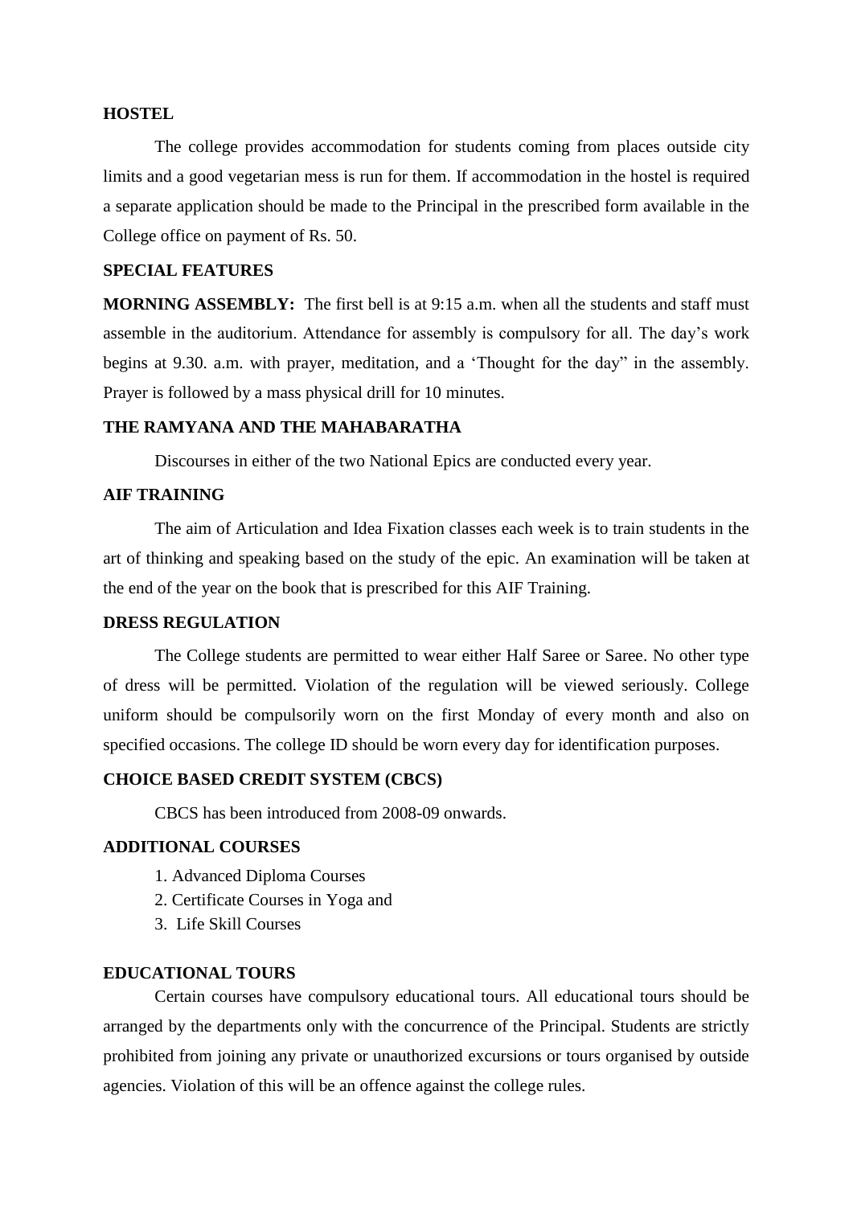## HOSTEL

The college provides accommodation for students coming from places outside city limits and a good vegetarian mess is run for them. If accommodation in the hostel is required a separate application should be made to the Principal in the prescribed form available in the College office on payment of Rs. 50.

## SPECIAL FEATURES

**MORNING ASSEMBLY:** The first bell is at 9:15 a.m. when all the students and staff must assemble in the auditorium. Attendance for assembly is compulsory for all. The day's work begins at 9.30. a.m. with prayer, meditation, and a 'Thought for the day" in the assembly. Prayer is followed by a mass physical drill for 10 minutes.

## THE RAMYANA AND THE MAHABARATHA

Discourses in either of the two National Epics are conducted every year.

## AIF TRAINING

The aim of Articulation and Idea Fixation classes each week is to train students in the art of thinking and speaking based on the study of the epic. An examination will be taken at the end of the year on the book that is prescribed for this AIF Training.

## DRESS REGULATION

The College students are permitted to wear either Half Saree or Saree. No other type of dress will be permitted. Violation of the regulation will be viewed seriously. College uniform should be compulsorily worn on the first Monday of every month and also on specified occasions. The college ID should be worn every day for identification purposes.

## CHOICE BASED CREDIT SYSTEM (CBCS)

CBCS has been introduced from 2008-09 onwards.

## ADDITIONAL COURSES

1. Advanced Diploma Courses
2. Certificate Courses in Yoga and
3. Life Skill Courses

## EDUCATIONAL TOURS

Certain courses have compulsory educational tours. All educational tours should be arranged by the departments only with the concurrence of the Principal. Students are strictly prohibited from joining any private or unauthorized excursions or tours organised by outside agencies. Violation of this will be an offence against the college rules.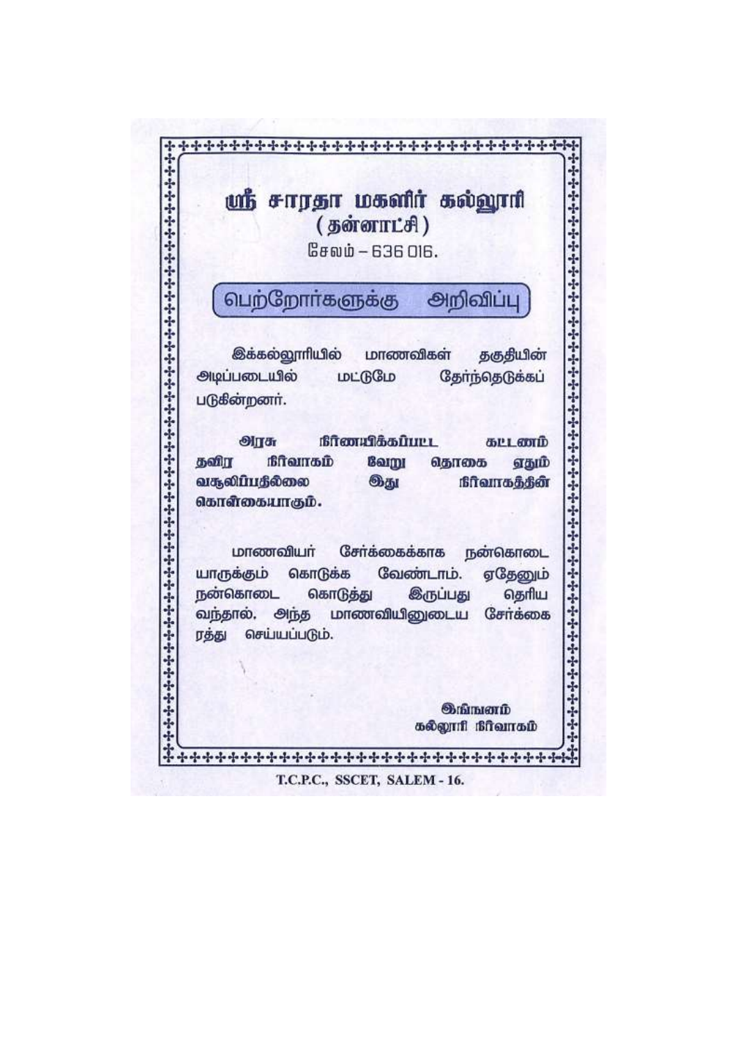# ஸ்ரீ சாரதா மகளிர் கல்லூரி

**(தன்னாட்சி)**

சேலம் – 636 016.

## பெற்றோர்களுக்கு அறிவிப்பு

இக்கல்லூரியில் மாணவிகள் தகுதியின் அடிப்படையில் மட்டுமே தேர்ந்தெடுக்கப் படுகின்றனர்.

**அரசு நிர்ணயிக்கப்பட்ட கட்டணம் தவிர நிர்வாகம் வேறு தொகை ஏதும் வசூலிப்பதில்லை இது நிர்வாகத்தின் கொள்கையாகும்.**

மாணவியர் சேர்க்கைக்காக நன்கொடை யாருக்கும் கொடுக்க வேண்டாம். ஏதேனும் நன்கொடை கொடுத்து இருப்பது தெரிய வந்தால், அந்த மாணவியினுடைய சேர்க்கை ரத்து செய்யப்படும்.

**இங்ஙனம்**
**கல்லூரி நிர்வாகம்**

T.C.P.C., SSCET, SALEM - 16.